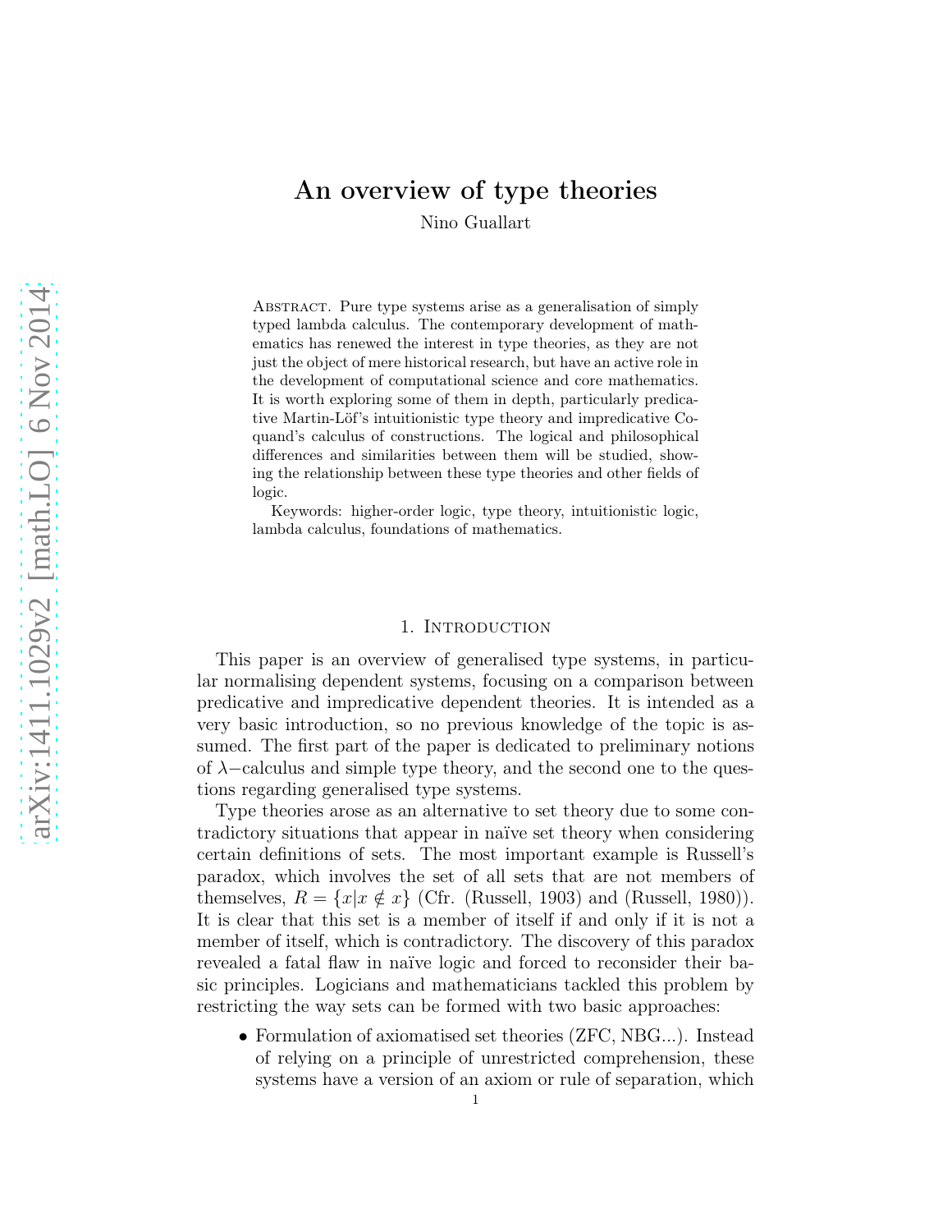# An overview of type theories

Nino Guallart

Abstract. Pure type systems arise as a generalisation of simply typed lambda calculus. The contemporary development of mathematics has renewed the interest in type theories, as they are not just the object of mere historical research, but have an active role in the development of computational science and core mathematics. It is worth exploring some of them in depth, particularly predicative Martin-Löf's intuitionistic type theory and impredicative Coquand's calculus of constructions. The logical and philosophical differences and similarities between them will be studied, showing the relationship between these type theories and other fields of logic.

Keywords: higher-order logic, type theory, intuitionistic logic, lambda calculus, foundations of mathematics.

## 1. Introduction

This paper is an overview of generalised type systems, in particular normalising dependent systems, focusing on a comparison between predicative and impredicative dependent theories. It is intended as a very basic introduction, so no previous knowledge of the topic is assumed. The first part of the paper is dedicated to preliminary notions of $\lambda-$calculus and simple type theory, and the second one to the questions regarding generalised type systems.

Type theories arose as an alternative to set theory due to some contradictory situations that appear in naïve set theory when considering certain definitions of sets. The most important example is Russell's paradox, which involves the set of all sets that are not members of themselves, $R = \{x | x \notin x\}$ (Cfr. (Russell, 1903) and (Russell, 1980)). It is clear that this set is a member of itself if and only if it is not a member of itself, which is contradictory. The discovery of this paradox revealed a fatal flaw in naïve logic and forced to reconsider their basic principles. Logicians and mathematicians tackled this problem by restricting the way sets can be formed with two basic approaches:

- Formulation of axiomatised set theories (ZFC, NBG...). Instead of relying on a principle of unrestricted comprehension, these systems have a version of an axiom or rule of separation, which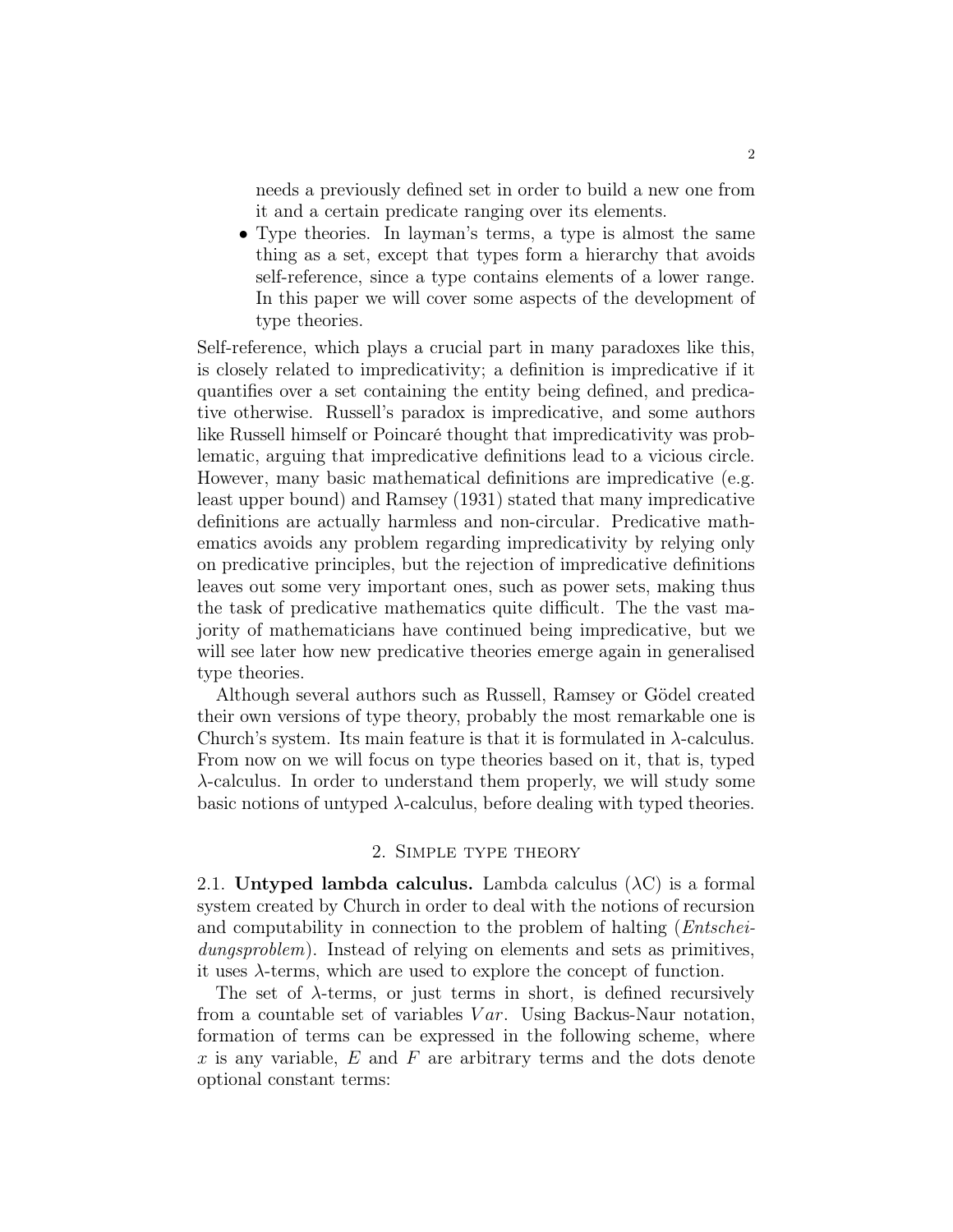needs a previously defined set in order to build a new one from it and a certain predicate ranging over its elements.

- Type theories. In layman's terms, a type is almost the same thing as a set, except that types form a hierarchy that avoids self-reference, since a type contains elements of a lower range. In this paper we will cover some aspects of the development of type theories.

Self-reference, which plays a crucial part in many paradoxes like this, is closely related to impredicativity; a definition is impredicative if it quantifies over a set containing the entity being defined, and predicative otherwise. Russell's paradox is impredicative, and some authors like Russell himself or Poincaré thought that impredicativity was problematic, arguing that impredicative definitions lead to a vicious circle. However, many basic mathematical definitions are impredicative (e.g. least upper bound) and Ramsey (1931) stated that many impredicative definitions are actually harmless and non-circular. Predicative mathematics avoids any problem regarding impredicativity by relying only on predicative principles, but the rejection of impredicative definitions leaves out some very important ones, such as power sets, making thus the task of predicative mathematics quite difficult. The the vast majority of mathematicians have continued being impredicative, but we will see later how new predicative theories emerge again in generalised type theories.

Although several authors such as Russell, Ramsey or Gödel created their own versions of type theory, probably the most remarkable one is Church's system. Its main feature is that it is formulated in $\lambda$-calculus. From now on we will focus on type theories based on it, that is, typed $\lambda$-calculus. In order to understand them properly, we will study some basic notions of untyped $\lambda$-calculus, before dealing with typed theories.

## 2. Simple type theory

2.1. **Untyped lambda calculus.** Lambda calculus ($\lambda$C) is a formal system created by Church in order to deal with the notions of recursion and computability in connection to the problem of halting (*Entscheidungsproblem*). Instead of relying on elements and sets as primitives, it uses $\lambda$-terms, which are used to explore the concept of function.

The set of $\lambda$-terms, or just terms in short, is defined recursively from a countable set of variables $Var$. Using Backus-Naur notation, formation of terms can be expressed in the following scheme, where $x$ is any variable, $E$ and $F$ are arbitrary terms and the dots denote optional constant terms: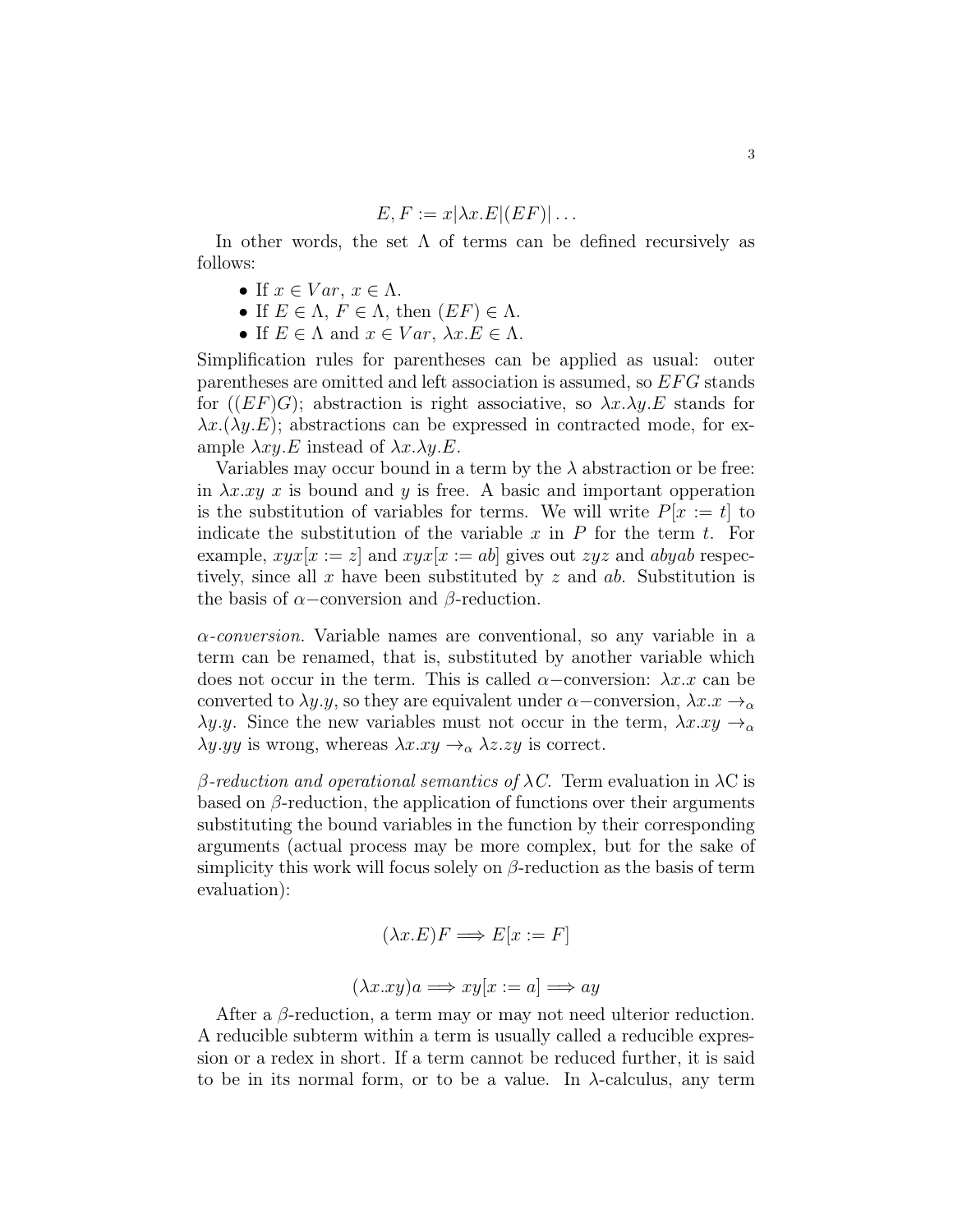$$E, F := x|\lambda x.E|(EF)| \ldots$$

In other words, the set $\Lambda$ of terms can be defined recursively as follows:

- If $x \in Var$, $x \in \Lambda$.
- If $E \in \Lambda$, $F \in \Lambda$, then $(EF) \in \Lambda$.
- If $E \in \Lambda$ and $x \in Var$, $\lambda x.E \in \Lambda$.

Simplification rules for parentheses can be applied as usual: outer parentheses are omitted and left association is assumed, so $EFG$ stands for $((EF)G)$; abstraction is right associative, so $\lambda x.\lambda y.E$ stands for $\lambda x.(\lambda y.E)$; abstractions can be expressed in contracted mode, for example $\lambda xy.E$ instead of $\lambda x.\lambda y.E$.

Variables may occur bound in a term by the $\lambda$ abstraction or be free: in $\lambda x.xy$ $x$ is bound and $y$ is free. A basic and important opperation is the substitution of variables for terms. We will write $P[x := t]$ to indicate the substitution of the variable $x$ in $P$ for the term $t$. For example, $xyx[x := z]$ and $xyx[x := ab]$ gives out $zyz$ and $abyab$ respectively, since all $x$ have been substituted by $z$ and $ab$. Substitution is the basis of $\alpha-$conversion and $\beta$-reduction.

*$\alpha$-conversion.* Variable names are conventional, so any variable in a term can be renamed, that is, substituted by another variable which does not occur in the term. This is called $\alpha-$conversion: $\lambda x.x$ can be converted to $\lambda y.y$, so they are equivalent under $\alpha-$conversion, $\lambda x.x \to_\alpha \lambda y.y$. Since the new variables must not occur in the term, $\lambda x.xy \to_\alpha \lambda y.yy$ is wrong, whereas $\lambda x.xy \to_\alpha \lambda z.zy$ is correct.

*$\beta$-reduction and operational semantics of $\lambda C$.* Term evaluation in $\lambda$C is based on $\beta$-reduction, the application of functions over their arguments substituting the bound variables in the function by their corresponding arguments (actual process may be more complex, but for the sake of simplicity this work will focus solely on $\beta$-reduction as the basis of term evaluation):

$$(\lambda x.E)F \Longrightarrow E[x := F]$$

$$(\lambda x.xy)a \Longrightarrow xy[x := a] \Longrightarrow ay$$

After a $\beta$-reduction, a term may or may not need ulterior reduction. A reducible subterm within a term is usually called a reducible expression or a redex in short. If a term cannot be reduced further, it is said to be in its normal form, or to be a value. In $\lambda$-calculus, any term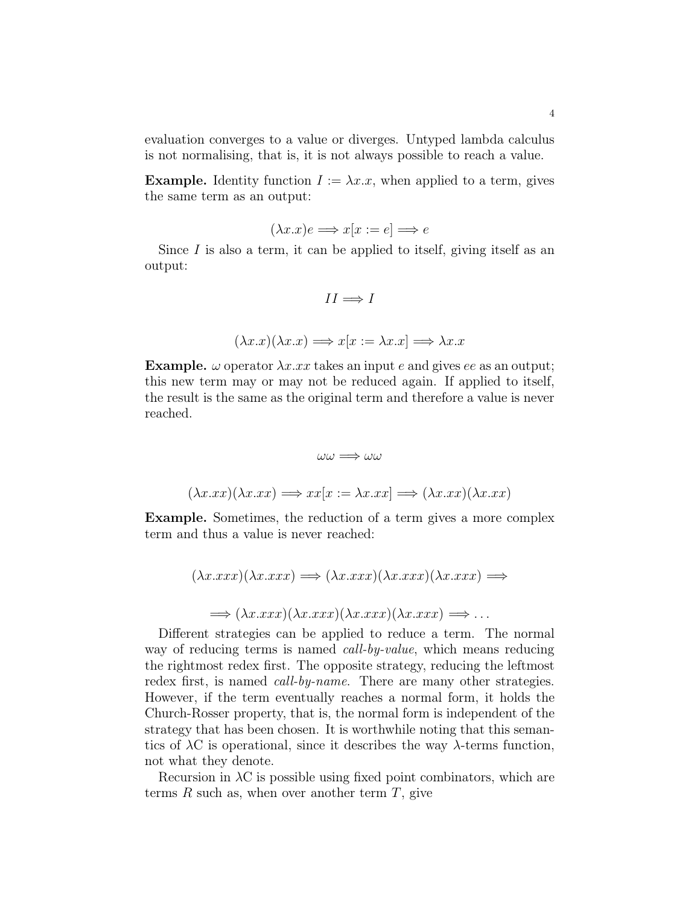evaluation converges to a value or diverges. Untyped lambda calculus is not normalising, that is, it is not always possible to reach a value.

**Example.** Identity function $I := \lambda x.x$, when applied to a term, gives the same term as an output:

$$(\lambda x.x)e \Longrightarrow x[x := e] \Longrightarrow e$$

Since $I$ is also a term, it can be applied to itself, giving itself as an output:

$$II \Longrightarrow I$$

$$(\lambda x.x)(\lambda x.x) \Longrightarrow x[x := \lambda x.x] \Longrightarrow \lambda x.x$$

**Example.** $\omega$ operator $\lambda x.xx$ takes an input $e$ and gives $ee$ as an output; this new term may or may not be reduced again. If applied to itself, the result is the same as the original term and therefore a value is never reached.

$$\omega\omega \Longrightarrow \omega\omega$$

$$(\lambda x.xx)(\lambda x.xx) \Longrightarrow xx[x := \lambda x.xx] \Longrightarrow (\lambda x.xx)(\lambda x.xx)$$

**Example.** Sometimes, the reduction of a term gives a more complex term and thus a value is never reached:

$$(\lambda x.xxx)(\lambda x.xxx) \Longrightarrow (\lambda x.xxx)(\lambda x.xxx)(\lambda x.xxx) \Longrightarrow$$

$$\Longrightarrow (\lambda x.xxx)(\lambda x.xxx)(\lambda x.xxx)(\lambda x.xxx) \Longrightarrow \ldots$$

Different strategies can be applied to reduce a term. The normal way of reducing terms is named *call-by-value*, which means reducing the rightmost redex first. The opposite strategy, reducing the leftmost redex first, is named *call-by-name*. There are many other strategies. However, if the term eventually reaches a normal form, it holds the Church-Rosser property, that is, the normal form is independent of the strategy that has been chosen. It is worthwhile noting that this semantics of λC is operational, since it describes the way λ-terms function, not what they denote.

Recursion in λC is possible using fixed point combinators, which are terms $R$ such as, when over another term $T$, give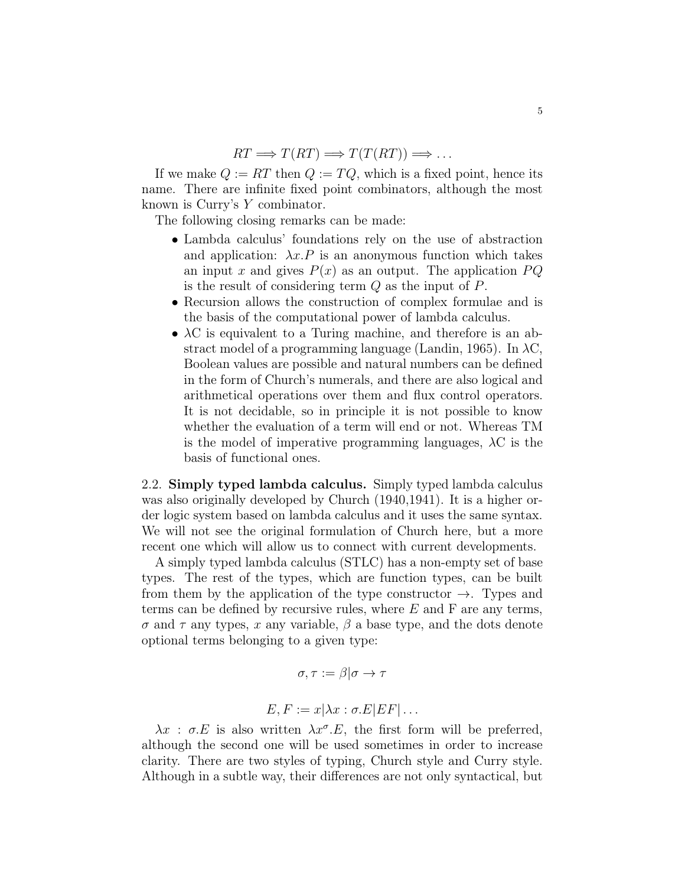$$RT \Longrightarrow T(RT) \Longrightarrow T(T(RT)) \Longrightarrow \dots$$

If we make $Q := RT$ then $Q := TQ$, which is a fixed point, hence its name. There are infinite fixed point combinators, although the most known is Curry's $Y$ combinator.

The following closing remarks can be made:

- Lambda calculus' foundations rely on the use of abstraction and application: $\lambda x.P$ is an anonymous function which takes an input $x$ and gives $P(x)$ as an output. The application $PQ$ is the result of considering term $Q$ as the input of $P$.
- Recursion allows the construction of complex formulae and is the basis of the computational power of lambda calculus.
- $\lambda$C is equivalent to a Turing machine, and therefore is an abstract model of a programming language (Landin, 1965). In $\lambda$C, Boolean values are possible and natural numbers can be defined in the form of Church's numerals, and there are also logical and arithmetical operations over them and flux control operators. It is not decidable, so in principle it is not possible to know whether the evaluation of a term will end or not. Whereas TM is the model of imperative programming languages, $\lambda$C is the basis of functional ones.

2.2. **Simply typed lambda calculus.** Simply typed lambda calculus was also originally developed by Church (1940,1941). It is a higher order logic system based on lambda calculus and it uses the same syntax. We will not see the original formulation of Church here, but a more recent one which will allow us to connect with current developments.

A simply typed lambda calculus (STLC) has a non-empty set of base types. The rest of the types, which are function types, can be built from them by the application of the type constructor $\rightarrow$. Types and terms can be defined by recursive rules, where $E$ and F are any terms, $\sigma$ and $\tau$ any types, $x$ any variable, $\beta$ a base type, and the dots denote optional terms belonging to a given type:

$$\sigma, \tau := \beta | \sigma \rightarrow \tau$$

$$E, F := x | \lambda x : \sigma.E | EF | \dots$$

$\lambda x : \sigma.E$ is also written $\lambda x^{\sigma}.E$, the first form will be preferred, although the second one will be used sometimes in order to increase clarity. There are two styles of typing, Church style and Curry style. Although in a subtle way, their differences are not only syntactical, but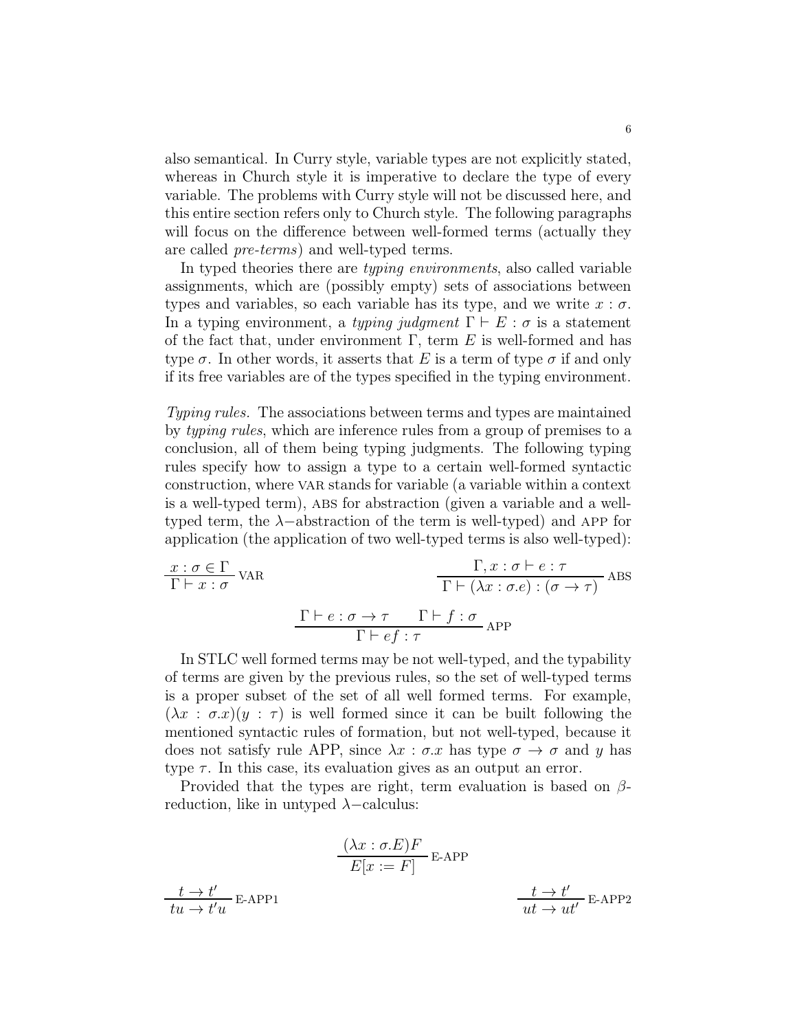also semantical. In Curry style, variable types are not explicitly stated, whereas in Church style it is imperative to declare the type of every variable. The problems with Curry style will not be discussed here, and this entire section refers only to Church style. The following paragraphs will focus on the difference between well-formed terms (actually they are called *pre-terms*) and well-typed terms.

In typed theories there are *typing environments*, also called variable assignments, which are (possibly empty) sets of associations between types and variables, so each variable has its type, and we write $x : \sigma$. In a typing environment, a *typing judgment* $\Gamma \vdash E : \sigma$ is a statement of the fact that, under environment $\Gamma$, term $E$ is well-formed and has type $\sigma$. In other words, it asserts that $E$ is a term of type $\sigma$ if and only if its free variables are of the types specified in the typing environment.

*Typing rules.* The associations between terms and types are maintained by *typing rules*, which are inference rules from a group of premises to a conclusion, all of them being typing judgments. The following typing rules specify how to assign a type to a certain well-formed syntactic construction, where VAR stands for variable (a variable within a context is a well-typed term), ABS for abstraction (given a variable and a well-typed term, the $\lambda-$abstraction of the term is well-typed) and APP for application (the application of two well-typed terms is also well-typed):

$$\frac{x : \sigma \in \Gamma}{\Gamma \vdash x : \sigma}\ \text{VAR} \qquad\qquad \frac{\Gamma, x : \sigma \vdash e : \tau}{\Gamma \vdash (\lambda x : \sigma . e) : (\sigma \to \tau)}\ \text{ABS}$$

$$\frac{\Gamma \vdash e : \sigma \to \tau \qquad \Gamma \vdash f : \sigma}{\Gamma \vdash ef : \tau}\ \text{APP}$$

In STLC well formed terms may be not well-typed, and the typability of terms are given by the previous rules, so the set of well-typed terms is a proper subset of the set of all well formed terms. For example, $(\lambda x : \sigma . x)(y : \tau)$ is well formed since it can be built following the mentioned syntactic rules of formation, but not well-typed, because it does not satisfy rule APP, since $\lambda x : \sigma . x$ has type $\sigma \to \sigma$ and $y$ has type $\tau$. In this case, its evaluation gives as an output an error.

Provided that the types are right, term evaluation is based on $\beta$-reduction, like in untyped $\lambda-$calculus:

$$\frac{(\lambda x : \sigma . E)F}{E[x := F]}\ \text{E-APP}$$

$$\frac{t \to t'}{tu \to t'u}\ \text{E-APP1} \qquad\qquad \frac{t \to t'}{ut \to ut'}\ \text{E-APP2}$$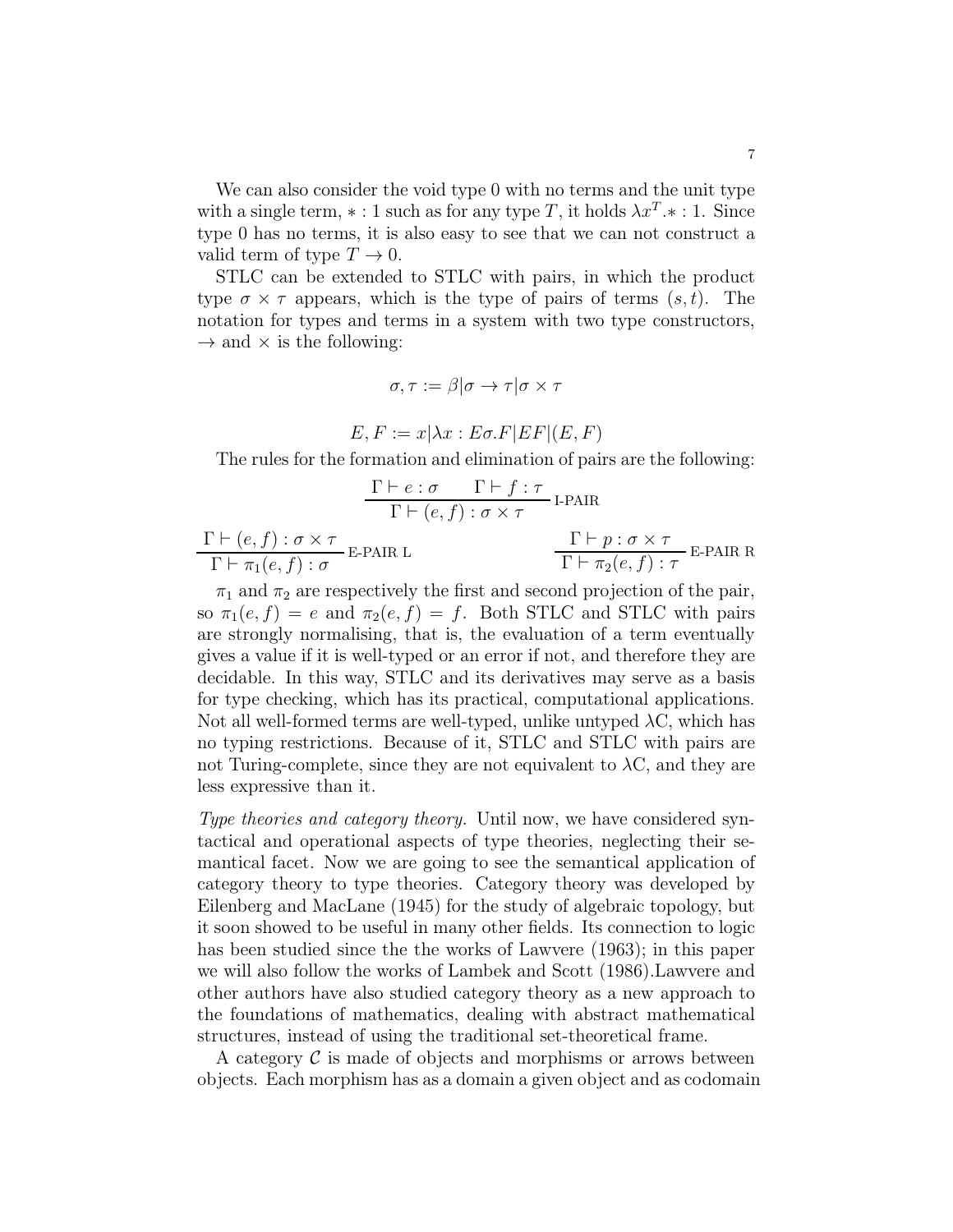We can also consider the void type 0 with no terms and the unit type with a single term, $* : 1$ such as for any type $T$, it holds $\lambda x^T.* : 1$. Since type 0 has no terms, it is also easy to see that we can not construct a valid term of type $T \to 0$.

STLC can be extended to STLC with pairs, in which the product type $\sigma \times \tau$ appears, which is the type of pairs of terms $(s, t)$. The notation for types and terms in a system with two type constructors, $\to$ and $\times$ is the following:

$$\sigma, \tau := \beta | \sigma \to \tau | \sigma \times \tau$$

$$E, F := x | \lambda x : E\sigma.F | EF | (E, F)$$

The rules for the formation and elimination of pairs are the following:

$$\frac{\Gamma \vdash e : \sigma \qquad \Gamma \vdash f : \tau}{\Gamma \vdash (e, f) : \sigma \times \tau} \text{ I-PAIR}$$

$$\frac{\Gamma \vdash (e, f) : \sigma \times \tau}{\Gamma \vdash \pi_1(e, f) : \sigma} \text{ E-PAIR L} \qquad \frac{\Gamma \vdash p : \sigma \times \tau}{\Gamma \vdash \pi_2(e, f) : \tau} \text{ E-PAIR R}$$

$\pi_1$ and $\pi_2$ are respectively the first and second projection of the pair, so $\pi_1(e, f) = e$ and $\pi_2(e, f) = f$. Both STLC and STLC with pairs are strongly normalising, that is, the evaluation of a term eventually gives a value if it is well-typed or an error if not, and therefore they are decidable. In this way, STLC and its derivatives may serve as a basis for type checking, which has its practical, computational applications. Not all well-formed terms are well-typed, unlike untyped $\lambda$C, which has no typing restrictions. Because of it, STLC and STLC with pairs are not Turing-complete, since they are not equivalent to $\lambda$C, and they are less expressive than it.

*Type theories and category theory.* Until now, we have considered syntactical and operational aspects of type theories, neglecting their semantical facet. Now we are going to see the semantical application of category theory to type theories. Category theory was developed by Eilenberg and MacLane (1945) for the study of algebraic topology, but it soon showed to be useful in many other fields. Its connection to logic has been studied since the the works of Lawvere (1963); in this paper we will also follow the works of Lambek and Scott (1986).Lawvere and other authors have also studied category theory as a new approach to the foundations of mathematics, dealing with abstract mathematical structures, instead of using the traditional set-theoretical frame.

A category $\mathcal{C}$ is made of objects and morphisms or arrows between objects. Each morphism has as a domain a given object and as codomain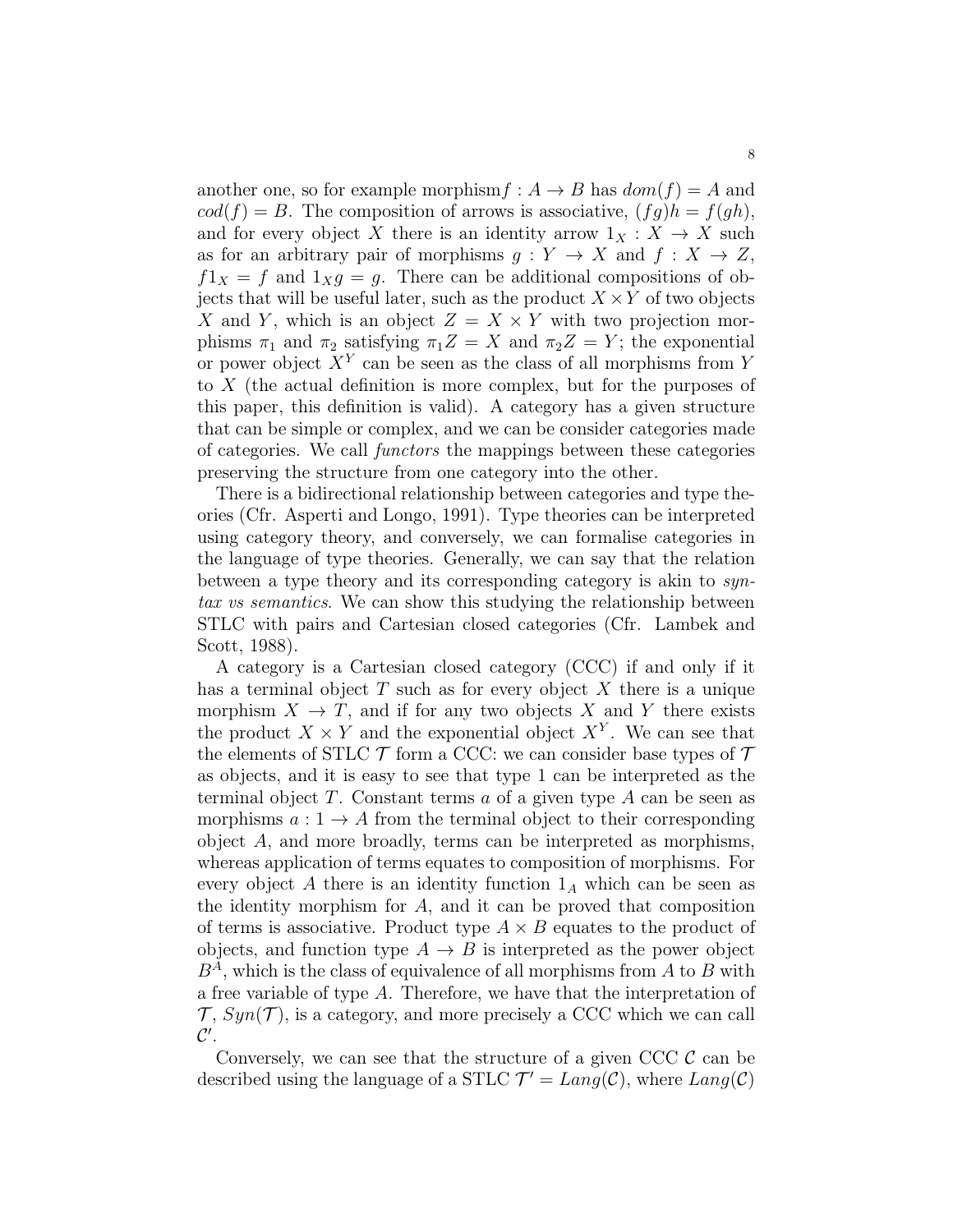another one, so for example morphism$f : A \to B$ has $dom(f) = A$ and $cod(f) = B$. The composition of arrows is associative, $(fg)h = f(gh)$, and for every object $X$ there is an identity arrow $1_X : X \to X$ such as for an arbitrary pair of morphisms $g : Y \to X$ and $f : X \to Z$, $f1_X = f$ and $1_Xg = g$. There can be additional compositions of objects that will be useful later, such as the product $X \times Y$ of two objects $X$ and $Y$, which is an object $Z = X \times Y$ with two projection morphisms $\pi_1$ and $\pi_2$ satisfying $\pi_1 Z = X$ and $\pi_2 Z = Y$; the exponential or power object $X^Y$ can be seen as the class of all morphisms from $Y$ to $X$ (the actual definition is more complex, but for the purposes of this paper, this definition is valid). A category has a given structure that can be simple or complex, and we can be consider categories made of categories. We call *functors* the mappings between these categories preserving the structure from one category into the other.

There is a bidirectional relationship between categories and type theories (Cfr. Asperti and Longo, 1991). Type theories can be interpreted using category theory, and conversely, we can formalise categories in the language of type theories. Generally, we can say that the relation between a type theory and its corresponding category is akin to *syntax vs semantics*. We can show this studying the relationship between STLC with pairs and Cartesian closed categories (Cfr. Lambek and Scott, 1988).

A category is a Cartesian closed category (CCC) if and only if it has a terminal object $T$ such as for every object $X$ there is a unique morphism $X \to T$, and if for any two objects $X$ and $Y$ there exists the product $X \times Y$ and the exponential object $X^Y$. We can see that the elements of STLC $\mathcal{T}$ form a CCC: we can consider base types of $\mathcal{T}$ as objects, and it is easy to see that type 1 can be interpreted as the terminal object $T$. Constant terms $a$ of a given type $A$ can be seen as morphisms $a : 1 \to A$ from the terminal object to their corresponding object $A$, and more broadly, terms can be interpreted as morphisms, whereas application of terms equates to composition of morphisms. For every object $A$ there is an identity function $1_A$ which can be seen as the identity morphism for $A$, and it can be proved that composition of terms is associative. Product type $A \times B$ equates to the product of objects, and function type $A \to B$ is interpreted as the power object $B^A$, which is the class of equivalence of all morphisms from $A$ to $B$ with a free variable of type $A$. Therefore, we have that the interpretation of $\mathcal{T}$, $Syn(\mathcal{T})$, is a category, and more precisely a CCC which we can call $\mathcal{C}'$.

Conversely, we can see that the structure of a given CCC $\mathcal{C}$ can be described using the language of a STLC $\mathcal{T}' = Lang(\mathcal{C})$, where $Lang(\mathcal{C})$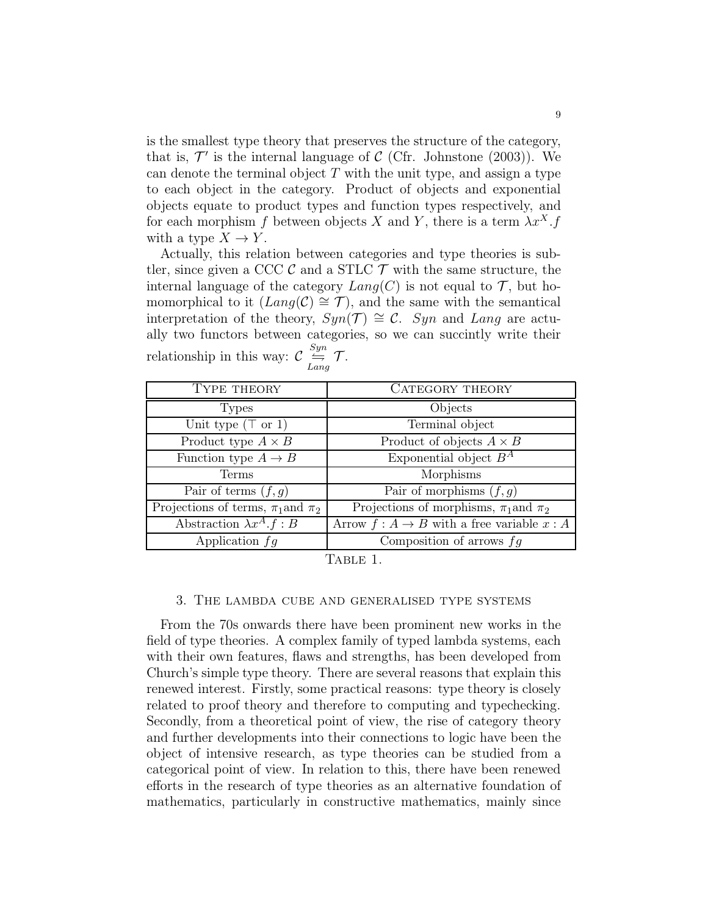is the smallest type theory that preserves the structure of the category, that is, $\mathcal{T}'$ is the internal language of $\mathcal{C}$ (Cfr. Johnstone (2003)). We can denote the terminal object $T$ with the unit type, and assign a type to each object in the category. Product of objects and exponential objects equate to product types and function types respectively, and for each morphism $f$ between objects $X$ and $Y$, there is a term $\lambda x^X.f$ with a type $X \to Y$.

Actually, this relation between categories and type theories is subtler, since given a CCC $\mathcal{C}$ and a STLC $\mathcal{T}$ with the same structure, the internal language of the category $Lang(C)$ is not equal to $\mathcal{T}$, but homomorphical to it ($Lang(\mathcal{C}) \cong \mathcal{T}$), and the same with the semantical interpretation of the theory, $Syn(\mathcal{T}) \cong \mathcal{C}$. $Syn$ and $Lang$ are actually two functors between categories, so we can succintly write their relationship in this way: $\mathcal{C} \underset{Lang}{\overset{Syn}{\leftrightarrows}} \mathcal{T}$.

| TYPE THEORY | CATEGORY THEORY |
|---|---|
| Types | Objects |
| Unit type ($\top$ or 1) | Terminal object |
| Product type $A \times B$ | Product of objects $A \times B$ |
| Function type $A \to B$ | Exponential object $B^A$ |
| Terms | Morphisms |
| Pair of terms $(f, g)$ | Pair of morphisms $(f, g)$ |
| Projections of terms, $\pi_1$and $\pi_2$ | Projections of morphisms, $\pi_1$and $\pi_2$ |
| Abstraction $\lambda x^A.f : B$ | Arrow $f : A \to B$ with a free variable $x : A$ |
| Application $fg$ | Composition of arrows $fg$ |

TABLE 1.

## 3. The lambda cube and generalised type systems

From the 70s onwards there have been prominent new works in the field of type theories. A complex family of typed lambda systems, each with their own features, flaws and strengths, has been developed from Church's simple type theory. There are several reasons that explain this renewed interest. Firstly, some practical reasons: type theory is closely related to proof theory and therefore to computing and typechecking. Secondly, from a theoretical point of view, the rise of category theory and further developments into their connections to logic have been the object of intensive research, as type theories can be studied from a categorical point of view. In relation to this, there have been renewed efforts in the research of type theories as an alternative foundation of mathematics, particularly in constructive mathematics, mainly since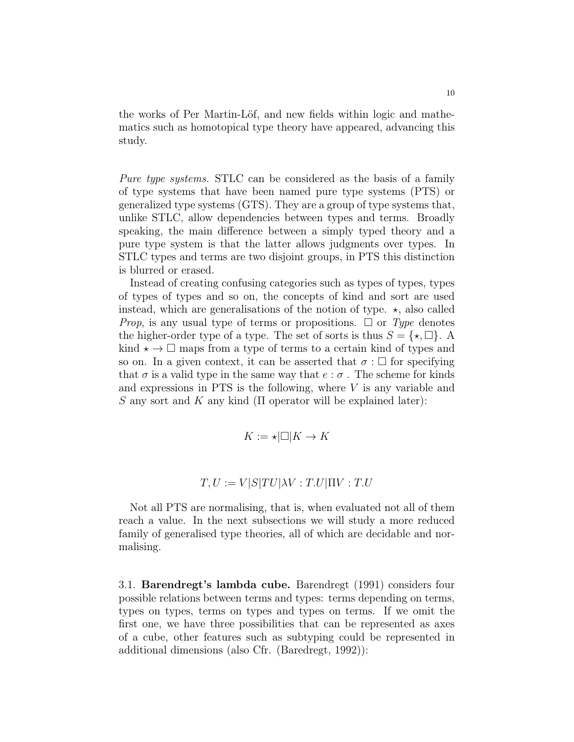the works of Per Martin-Löf, and new fields within logic and mathematics such as homotopical type theory have appeared, advancing this study.

*Pure type systems.* STLC can be considered as the basis of a family of type systems that have been named pure type systems (PTS) or generalized type systems (GTS). They are a group of type systems that, unlike STLC, allow dependencies between types and terms. Broadly speaking, the main difference between a simply typed theory and a pure type system is that the latter allows judgments over types. In STLC types and terms are two disjoint groups, in PTS this distinction is blurred or erased.

Instead of creating confusing categories such as types of types, types of types of types and so on, the concepts of kind and sort are used instead, which are generalisations of the notion of type. $\star$, also called *Prop*, is any usual type of terms or propositions. $\Box$ or *Type* denotes the higher-order type of a type. The set of sorts is thus $S = \{\star, \Box\}$. A kind $\star \rightarrow \Box$ maps from a type of terms to a certain kind of types and so on. In a given context, it can be asserted that $\sigma : \Box$ for specifying that $\sigma$ is a valid type in the same way that $e : \sigma$ . The scheme for kinds and expressions in PTS is the following, where $V$ is any variable and $S$ any sort and $K$ any kind ($\Pi$ operator will be explained later):

$$K := \star | \Box | K \rightarrow K$$

$$T, U := V | S | TU | \lambda V : T.U | \Pi V : T.U$$

Not all PTS are normalising, that is, when evaluated not all of them reach a value. In the next subsections we will study a more reduced family of generalised type theories, all of which are decidable and normalising.

3.1. **Barendregt's lambda cube.** Barendregt (1991) considers four possible relations between terms and types: terms depending on terms, types on types, terms on types and types on terms. If we omit the first one, we have three possibilities that can be represented as axes of a cube, other features such as subtyping could be represented in additional dimensions (also Cfr. (Baredregt, 1992)):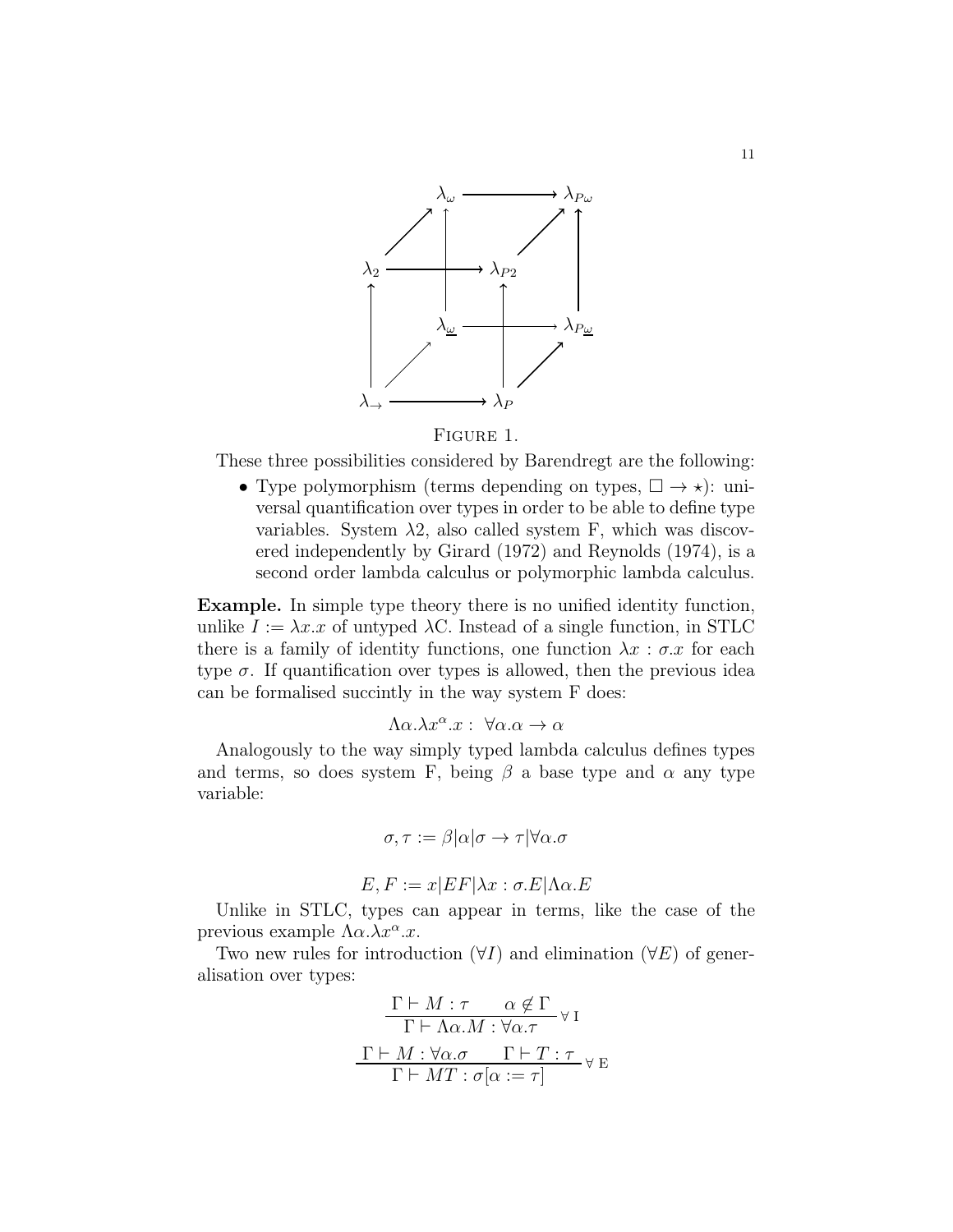FIGURE 1.

These three possibilities considered by Barendregt are the following:

- Type polymorphism (terms depending on types, $\square \to \star$): universal quantification over types in order to be able to define type variables. System $\lambda 2$, also called system F, which was discovered independently by Girard (1972) and Reynolds (1974), is a second order lambda calculus or polymorphic lambda calculus.

**Example.** In simple type theory there is no unified identity function, unlike $I := \lambda x.x$ of untyped $\lambda$C. Instead of a single function, in STLC there is a family of identity functions, one function $\lambda x : \sigma.x$ for each type $\sigma$. If quantification over types is allowed, then the previous idea can be formalised succintly in the way system F does:

$$\Lambda\alpha.\lambda x^{\alpha}.x : \ \forall\alpha.\alpha \to \alpha$$

Analogously to the way simply typed lambda calculus defines types and terms, so does system F, being $\beta$ a base type and $\alpha$ any type variable:

$$\sigma, \tau := \beta | \alpha | \sigma \to \tau | \forall\alpha.\sigma$$

$$E, F := x | EF | \lambda x : \sigma.E | \Lambda\alpha.E$$

Unlike in STLC, types can appear in terms, like the case of the previous example $\Lambda\alpha.\lambda x^{\alpha}.x$.

Two new rules for introduction ($\forall I$) and elimination ($\forall E$) of generalisation over types:

$$\frac{\Gamma \vdash M : \tau \qquad \alpha \notin \Gamma}{\Gamma \vdash \Lambda\alpha.M : \forall\alpha.\tau} \forall \text{ I}$$

$$\frac{\Gamma \vdash M : \forall\alpha.\sigma \qquad \Gamma \vdash T : \tau}{\Gamma \vdash MT : \sigma[\alpha := \tau]} \forall \text{ E}$$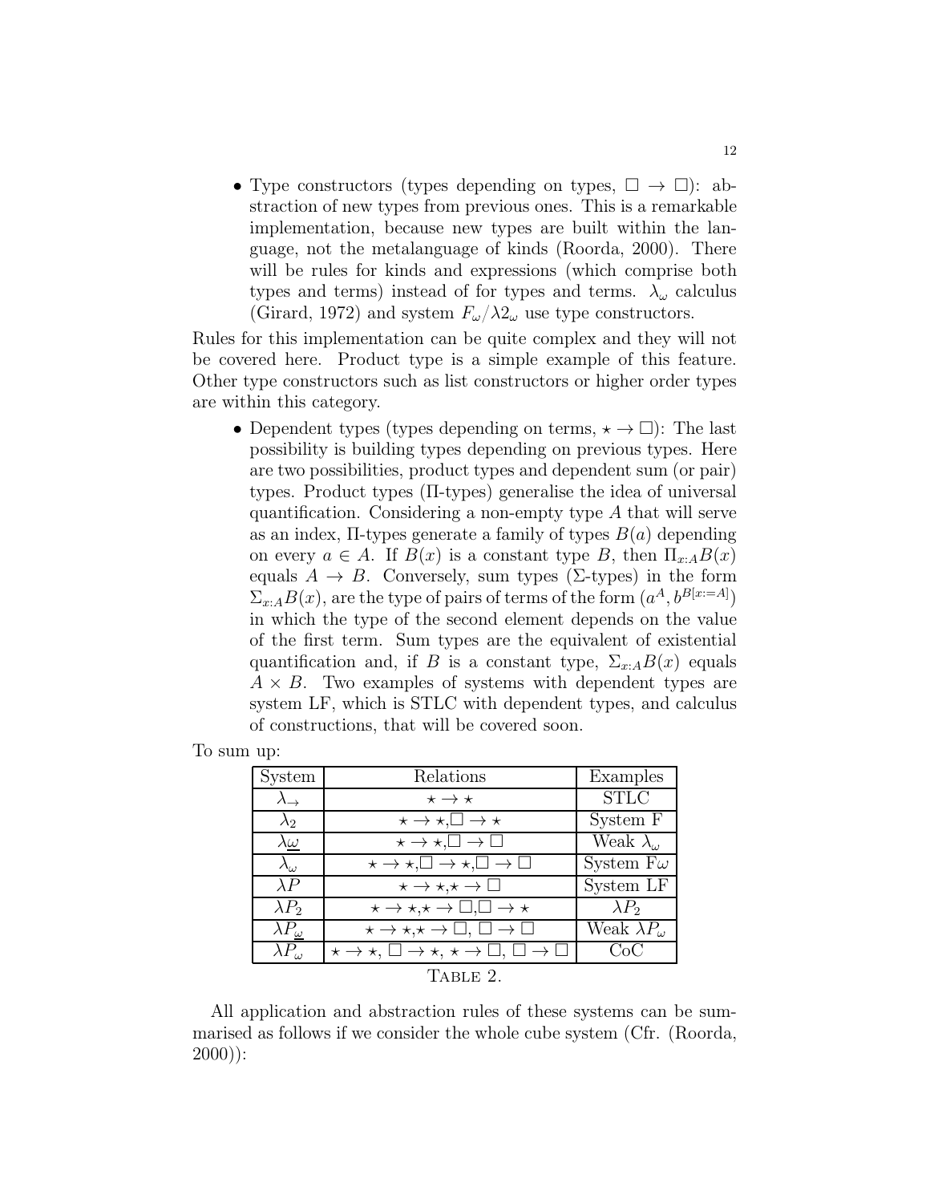- Type constructors (types depending on types, $\square \to \square$): abstraction of new types from previous ones. This is a remarkable implementation, because new types are built within the language, not the metalanguage of kinds (Roorda, 2000). There will be rules for kinds and expressions (which comprise both types and terms) instead of for types and terms. $\lambda_\omega$ calculus (Girard, 1972) and system $F_\omega/\lambda 2_\omega$ use type constructors.

Rules for this implementation can be quite complex and they will not be covered here. Product type is a simple example of this feature. Other type constructors such as list constructors or higher order types are within this category.

- Dependent types (types depending on terms, $\star \to \square$): The last possibility is building types depending on previous types. Here are two possibilities, product types and dependent sum (or pair) types. Product types ($\Pi$-types) generalise the idea of universal quantification. Considering a non-empty type $A$ that will serve as an index, $\Pi$-types generate a family of types $B(a)$ depending on every $a \in A$. If $B(x)$ is a constant type $B$, then $\Pi_{x:A}B(x)$ equals $A \to B$. Conversely, sum types ($\Sigma$-types) in the form $\Sigma_{x:A}B(x)$, are the type of pairs of terms of the form $(a^A, b^{B[x:=A]})$ in which the type of the second element depends on the value of the first term. Sum types are the equivalent of existential quantification and, if $B$ is a constant type, $\Sigma_{x:A}B(x)$ equals $A \times B$. Two examples of systems with dependent types are system LF, which is STLC with dependent types, and calculus of constructions, that will be covered soon.

To sum up:

| System | Relations | Examples |
|---|---|---|
| $\lambda_\to$ | $\star \to \star$ | STLC |
| $\lambda_2$ | $\star \to \star, \square \to \star$ | System F |
| $\lambda\underline{\omega}$ | $\star \to \star, \square \to \square$ | Weak $\lambda_\omega$ |
| $\lambda_\omega$ | $\star \to \star, \square \to \star, \square \to \square$ | System F$\omega$ |
| $\lambda P$ | $\star \to \star, \star \to \square$ | System LF |
| $\lambda P_2$ | $\star \to \star, \star \to \square, \square \to \star$ | $\lambda P_2$ |
| $\lambda P_{\underline{\omega}}$ | $\star \to \star, \star \to \square, \square \to \square$ | Weak $\lambda P_\omega$ |
| $\lambda P_\omega$ | $\star \to \star$, $\square \to \star$, $\star \to \square$, $\square \to \square$ | CoC |

Table 2.

All application and abstraction rules of these systems can be summarised as follows if we consider the whole cube system (Cfr. (Roorda, 2000)):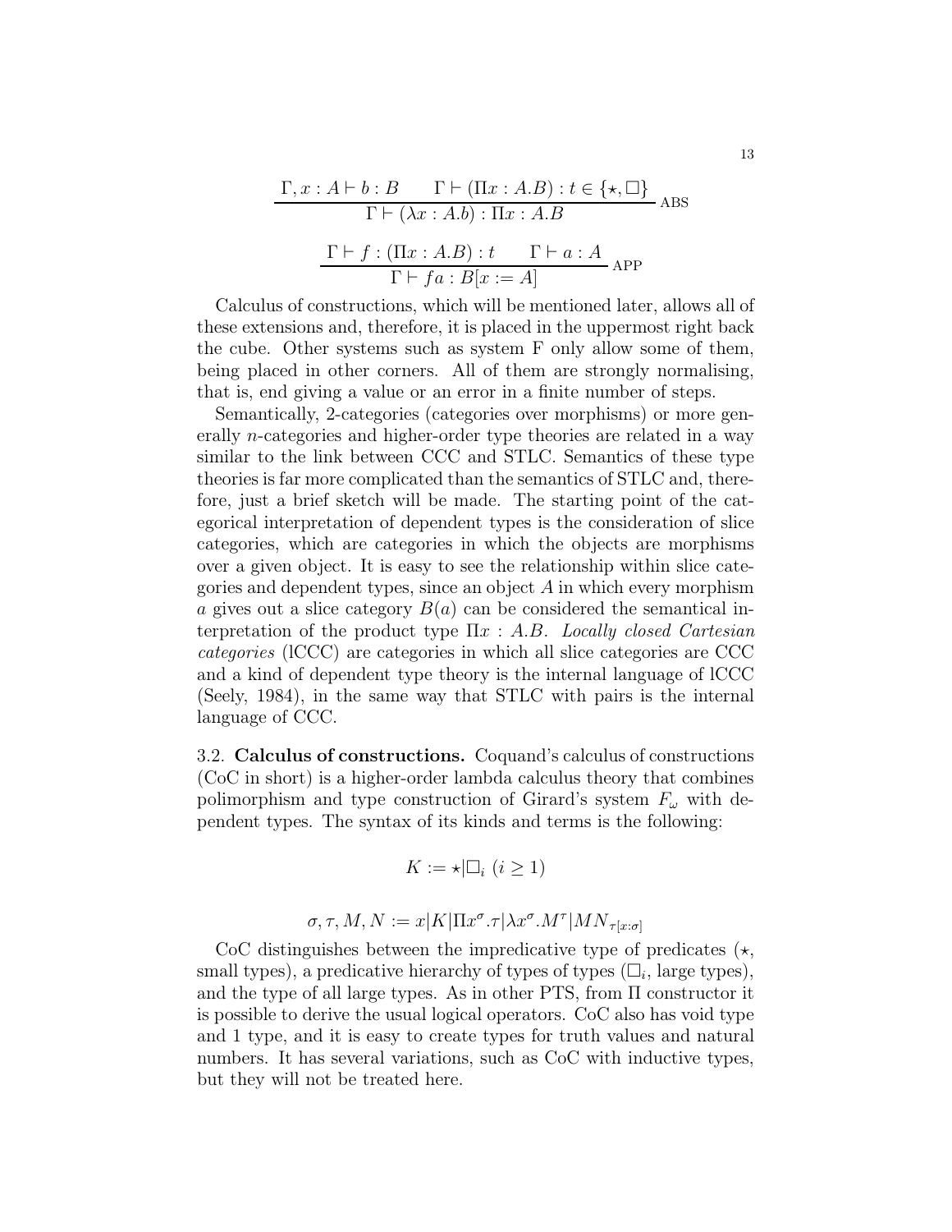$$\frac{\Gamma, x : A \vdash b : B \qquad \Gamma \vdash (\Pi x : A.B) : t \in \{\star, \Box\}}{\Gamma \vdash (\lambda x : A.b) : \Pi x : A.B} \text{ ABS}$$

$$\frac{\Gamma \vdash f : (\Pi x : A.B) : t \qquad \Gamma \vdash a : A}{\Gamma \vdash f\, a : B[x := A]} \text{ APP}$$

Calculus of constructions, which will be mentioned later, allows all of these extensions and, therefore, it is placed in the uppermost right back the cube. Other systems such as system F only allow some of them, being placed in other corners. All of them are strongly normalising, that is, end giving a value or an error in a finite number of steps.

Semantically, 2-categories (categories over morphisms) or more generally $n$-categories and higher-order type theories are related in a way similar to the link between CCC and STLC. Semantics of these type theories is far more complicated than the semantics of STLC and, therefore, just a brief sketch will be made. The starting point of the categorical interpretation of dependent types is the consideration of slice categories, which are categories in which the objects are morphisms over a given object. It is easy to see the relationship within slice categories and dependent types, since an object $A$ in which every morphism $a$ gives out a slice category $B(a)$ can be considered the semantical interpretation of the product type $\Pi x : A.B$. *Locally closed Cartesian categories* (lCCC) are categories in which all slice categories are CCC and a kind of dependent type theory is the internal language of lCCC (Seely, 1984), in the same way that STLC with pairs is the internal language of CCC.

3.2. **Calculus of constructions.** Coquand's calculus of constructions (CoC in short) is a higher-order lambda calculus theory that combines polimorphism and type construction of Girard's system $F_\omega$ with dependent types. The syntax of its kinds and terms is the following:

$$K := \star | \Box_i \ (i \geq 1)$$

$$\sigma, \tau, M, N := x | K | \Pi x^\sigma.\tau | \lambda x^\sigma.M^\tau | MN_{\tau[x:\sigma]}$$

CoC distinguishes between the impredicative type of predicates ($\star$, small types), a predicative hierarchy of types of types ($\Box_i$, large types), and the type of all large types. As in other PTS, from $\Pi$ constructor it is possible to derive the usual logical operators. CoC also has void type and 1 type, and it is easy to create types for truth values and natural numbers. It has several variations, such as CoC with inductive types, but they will not be treated here.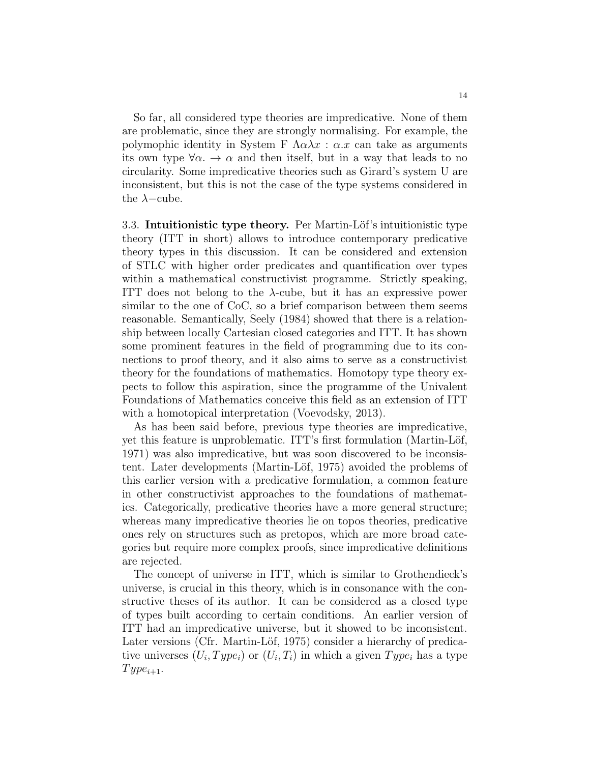So far, all considered type theories are impredicative. None of them are problematic, since they are strongly normalising. For example, the polymophic identity in System F $\Lambda\alpha\lambda x : \alpha.x$ can take as arguments its own type $\forall\alpha. \to \alpha$ and then itself, but in a way that leads to no circularity. Some impredicative theories such as Girard's system U are inconsistent, but this is not the case of the type systems considered in the $\lambda-$cube.

3.3. **Intuitionistic type theory.** Per Martin-Löf's intuitionistic type theory (ITT in short) allows to introduce contemporary predicative theory types in this discussion. It can be considered and extension of STLC with higher order predicates and quantification over types within a mathematical constructivist programme. Strictly speaking, ITT does not belong to the $\lambda$-cube, but it has an expressive power similar to the one of CoC, so a brief comparison between them seems reasonable. Semantically, Seely (1984) showed that there is a relationship between locally Cartesian closed categories and ITT. It has shown some prominent features in the field of programming due to its connections to proof theory, and it also aims to serve as a constructivist theory for the foundations of mathematics. Homotopy type theory expects to follow this aspiration, since the programme of the Univalent Foundations of Mathematics conceive this field as an extension of ITT with a homotopical interpretation (Voevodsky, 2013).

As has been said before, previous type theories are impredicative, yet this feature is unproblematic. ITT's first formulation (Martin-Löf, 1971) was also impredicative, but was soon discovered to be inconsistent. Later developments (Martin-Löf, 1975) avoided the problems of this earlier version with a predicative formulation, a common feature in other constructivist approaches to the foundations of mathematics. Categorically, predicative theories have a more general structure; whereas many impredicative theories lie on topos theories, predicative ones rely on structures such as pretopos, which are more broad categories but require more complex proofs, since impredicative definitions are rejected.

The concept of universe in ITT, which is similar to Grothendieck's universe, is crucial in this theory, which is in consonance with the constructive theses of its author. It can be considered as a closed type of types built according to certain conditions. An earlier version of ITT had an impredicative universe, but it showed to be inconsistent. Later versions (Cfr. Martin-Löf, 1975) consider a hierarchy of predicative universes $(U_i, Type_i)$ or $(U_i, T_i)$ in which a given $Type_i$ has a type $Type_{i+1}$.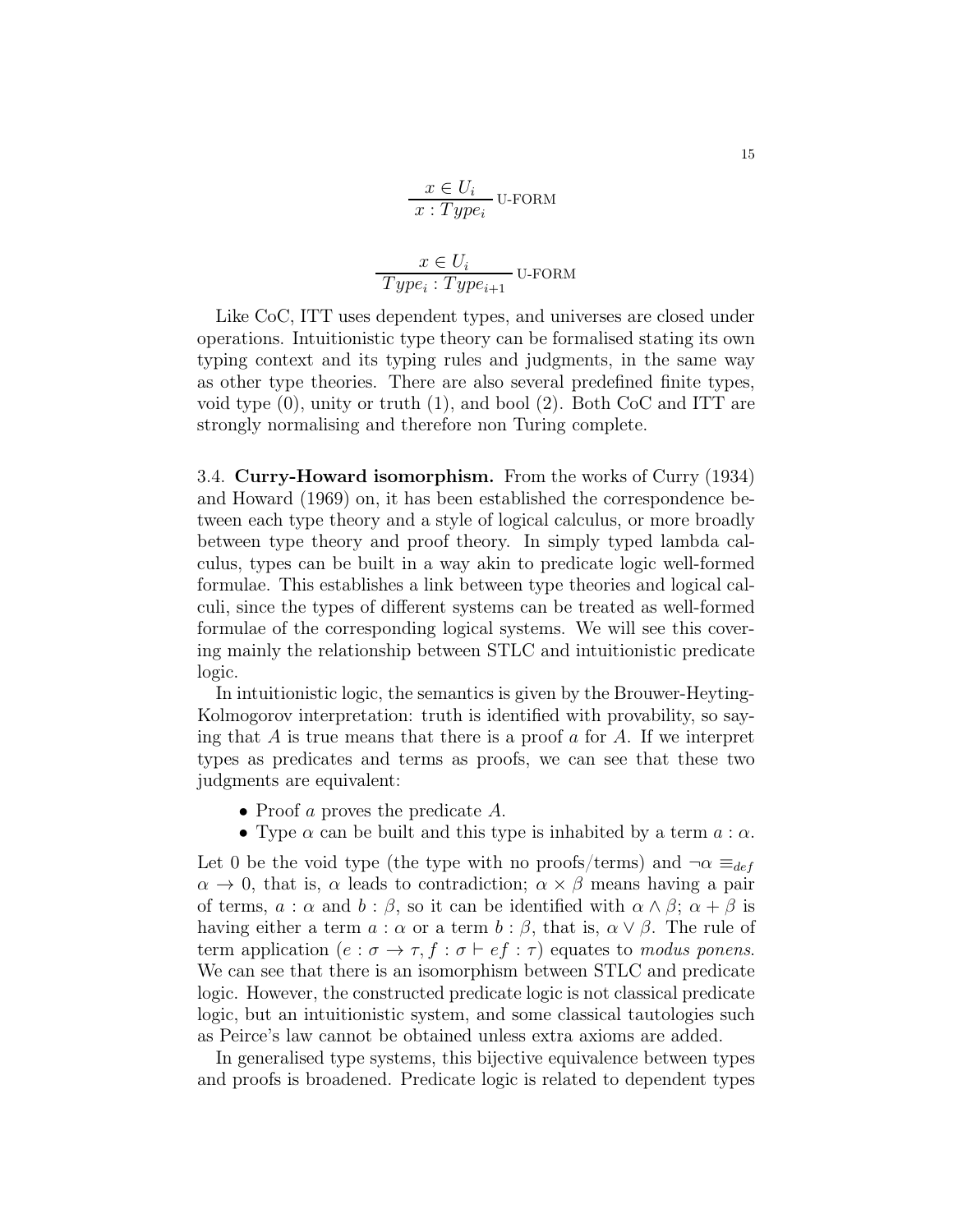$$\frac{x \in U_i}{x : Type_i} \text{U-FORM}$$

$$\frac{x \in U_i}{Type_i : Type_{i+1}} \text{U-FORM}$$

Like CoC, ITT uses dependent types, and universes are closed under operations. Intuitionistic type theory can be formalised stating its own typing context and its typing rules and judgments, in the same way as other type theories. There are also several predefined finite types, void type (0), unity or truth (1), and bool (2). Both CoC and ITT are strongly normalising and therefore non Turing complete.

3.4. **Curry-Howard isomorphism.** From the works of Curry (1934) and Howard (1969) on, it has been established the correspondence between each type theory and a style of logical calculus, or more broadly between type theory and proof theory. In simply typed lambda calculus, types can be built in a way akin to predicate logic well-formed formulae. This establishes a link between type theories and logical calculi, since the types of different systems can be treated as well-formed formulae of the corresponding logical systems. We will see this covering mainly the relationship between STLC and intuitionistic predicate logic.

In intuitionistic logic, the semantics is given by the Brouwer-Heyting-Kolmogorov interpretation: truth is identified with provability, so saying that $A$ is true means that there is a proof $a$ for $A$. If we interpret types as predicates and terms as proofs, we can see that these two judgments are equivalent:

- Proof $a$ proves the predicate $A$.
- Type $\alpha$ can be built and this type is inhabited by a term $a : \alpha$.

Let 0 be the void type (the type with no proofs/terms) and $\neg\alpha \equiv_{def} \alpha \to 0$, that is, $\alpha$ leads to contradiction; $\alpha \times \beta$ means having a pair of terms, $a : \alpha$ and $b : \beta$, so it can be identified with $\alpha \wedge \beta$; $\alpha + \beta$ is having either a term $a : \alpha$ or a term $b : \beta$, that is, $\alpha \vee \beta$. The rule of term application ($e : \sigma \to \tau, f : \sigma \vdash ef : \tau$) equates to *modus ponens*. We can see that there is an isomorphism between STLC and predicate logic. However, the constructed predicate logic is not classical predicate logic, but an intuitionistic system, and some classical tautologies such as Peirce's law cannot be obtained unless extra axioms are added.

In generalised type systems, this bijective equivalence between types and proofs is broadened. Predicate logic is related to dependent types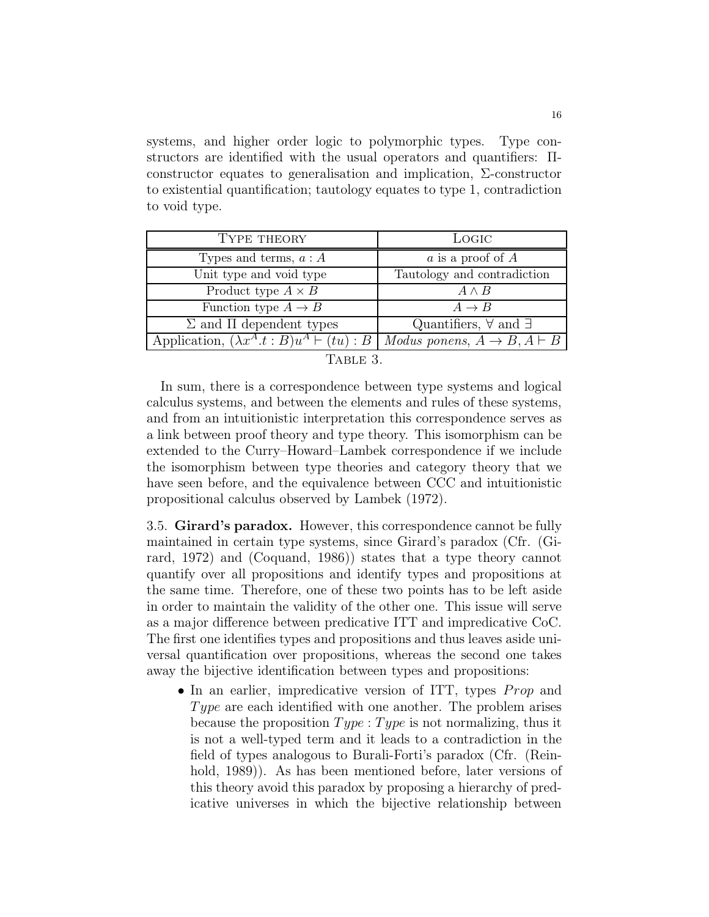systems, and higher order logic to polymorphic types. Type constructors are identified with the usual operators and quantifiers: Π-constructor equates to generalisation and implication, Σ-constructor to existential quantification; tautology equates to type 1, contradiction to void type.

| Type theory | Logic |
|---|---|
| Types and terms, $a : A$ | $a$ is a proof of $A$ |
| Unit type and void type | Tautology and contradiction |
| Product type $A \times B$ | $A \wedge B$ |
| Function type $A \to B$ | $A \to B$ |
| $\Sigma$ and $\Pi$ dependent types | Quantifiers, $\forall$ and $\exists$ |
| Application, $(\lambda x^A.t : B)u^A \vdash (tu) : B$ | *Modus ponens*, $A \to B, A \vdash B$ |

Table 3.

In sum, there is a correspondence between type systems and logical calculus systems, and between the elements and rules of these systems, and from an intuitionistic interpretation this correspondence serves as a link between proof theory and type theory. This isomorphism can be extended to the Curry–Howard–Lambek correspondence if we include the isomorphism between type theories and category theory that we have seen before, and the equivalence between CCC and intuitionistic propositional calculus observed by Lambek (1972).

3.5. **Girard's paradox.** However, this correspondence cannot be fully maintained in certain type systems, since Girard's paradox (Cfr. (Girard, 1972) and (Coquand, 1986)) states that a type theory cannot quantify over all propositions and identify types and propositions at the same time. Therefore, one of these two points has to be left aside in order to maintain the validity of the other one. This issue will serve as a major difference between predicative ITT and impredicative CoC. The first one identifies types and propositions and thus leaves aside universal quantification over propositions, whereas the second one takes away the bijective identification between types and propositions:

- In an earlier, impredicative version of ITT, types $Prop$ and $Type$ are each identified with one another. The problem arises because the proposition $Type : Type$ is not normalizing, thus it is not a well-typed term and it leads to a contradiction in the field of types analogous to Burali-Forti's paradox (Cfr. (Reinhold, 1989)). As has been mentioned before, later versions of this theory avoid this paradox by proposing a hierarchy of predicative universes in which the bijective relationship between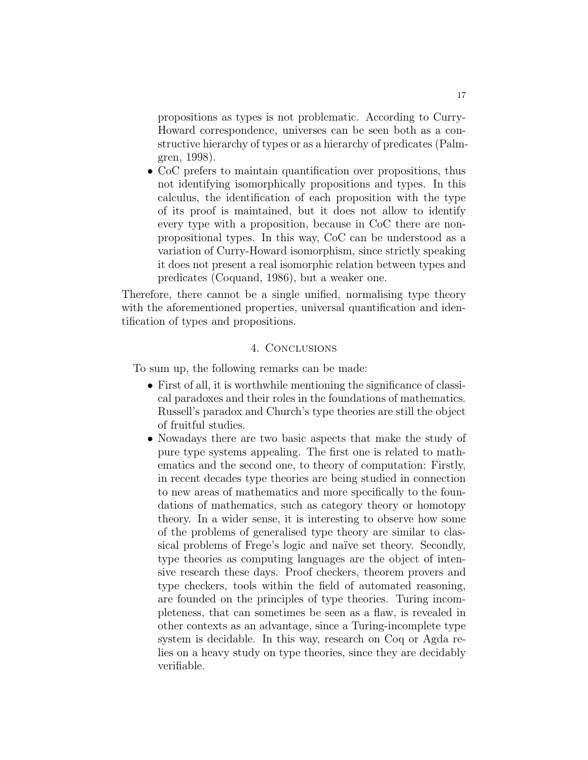propositions as types is not problematic. According to Curry-Howard correspondence, universes can be seen both as a constructive hierarchy of types or as a hierarchy of predicates (Palmgren, 1998).

- CoC prefers to maintain quantification over propositions, thus not identifying isomorphically propositions and types. In this calculus, the identification of each proposition with the type of its proof is maintained, but it does not allow to identify every type with a proposition, because in CoC there are non-propositional types. In this way, CoC can be understood as a variation of Curry-Howard isomorphism, since strictly speaking it does not present a real isomorphic relation between types and predicates (Coquand, 1986), but a weaker one.

Therefore, there cannot be a single unified, normalising type theory with the aforementioned properties, universal quantification and identification of types and propositions.

## 4. Conclusions

To sum up, the following remarks can be made:

- First of all, it is worthwhile mentioning the significance of classical paradoxes and their roles in the foundations of mathematics. Russell's paradox and Church's type theories are still the object of fruitful studies.
- Nowadays there are two basic aspects that make the study of pure type systems appealing. The first one is related to mathematics and the second one, to theory of computation: Firstly, in recent decades type theories are being studied in connection to new areas of mathematics and more specifically to the foundations of mathematics, such as category theory or homotopy theory. In a wider sense, it is interesting to observe how some of the problems of generalised type theory are similar to classical problems of Frege's logic and naïve set theory. Secondly, type theories as computing languages are the object of intensive research these days. Proof checkers, theorem provers and type checkers, tools within the field of automated reasoning, are founded on the principles of type theories. Turing incompleteness, that can sometimes be seen as a flaw, is revealed in other contexts as an advantage, since a Turing-incomplete type system is decidable. In this way, research on Coq or Agda relies on a heavy study on type theories, since they are decidably verifiable.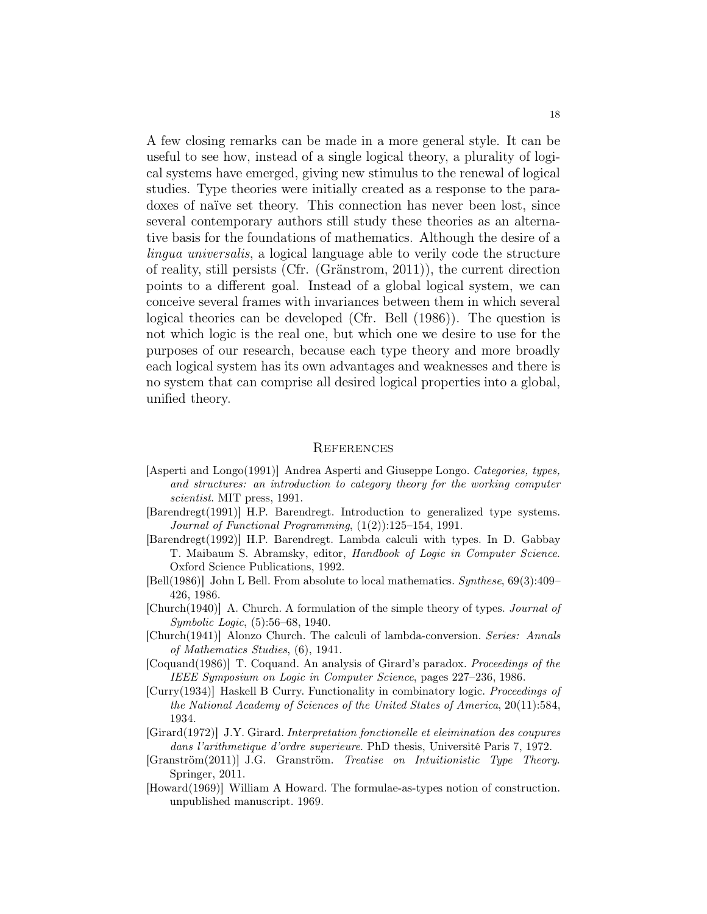A few closing remarks can be made in a more general style. It can be useful to see how, instead of a single logical theory, a plurality of logical systems have emerged, giving new stimulus to the renewal of logical studies. Type theories were initially created as a response to the paradoxes of naïve set theory. This connection has never been lost, since several contemporary authors still study these theories as an alternative basis for the foundations of mathematics. Although the desire of a *lingua universalis*, a logical language able to verily code the structure of reality, still persists (Cfr. (Gränstrom, 2011)), the current direction points to a different goal. Instead of a global logical system, we can conceive several frames with invariances between them in which several logical theories can be developed (Cfr. Bell (1986)). The question is not which logic is the real one, but which one we desire to use for the purposes of our research, because each type theory and more broadly each logical system has its own advantages and weaknesses and there is no system that can comprise all desired logical properties into a global, unified theory.

## References

[Asperti and Longo(1991)] Andrea Asperti and Giuseppe Longo. *Categories, types, and structures: an introduction to category theory for the working computer scientist*. MIT press, 1991.

[Barendregt(1991)] H.P. Barendregt. Introduction to generalized type systems. *Journal of Functional Programming*, (1(2)):125–154, 1991.

[Barendregt(1992)] H.P. Barendregt. Lambda calculi with types. In D. Gabbay T. Maibaum S. Abramsky, editor, *Handbook of Logic in Computer Science*. Oxford Science Publications, 1992.

[Bell(1986)] John L Bell. From absolute to local mathematics. *Synthese*, 69(3):409–426, 1986.

[Church(1940)] A. Church. A formulation of the simple theory of types. *Journal of Symbolic Logic*, (5):56–68, 1940.

[Church(1941)] Alonzo Church. The calculi of lambda-conversion. *Series: Annals of Mathematics Studies*, (6), 1941.

[Coquand(1986)] T. Coquand. An analysis of Girard's paradox. *Proceedings of the IEEE Symposium on Logic in Computer Science*, pages 227–236, 1986.

[Curry(1934)] Haskell B Curry. Functionality in combinatory logic. *Proceedings of the National Academy of Sciences of the United States of America*, 20(11):584, 1934.

[Girard(1972)] J.Y. Girard. *Interpretation fonctionelle et eleimination des coupures dans l'arithmetique d'ordre superieure*. PhD thesis, Université Paris 7, 1972.

[Granström(2011)] J.G. Granström. *Treatise on Intuitionistic Type Theory*. Springer, 2011.

[Howard(1969)] William A Howard. The formulae-as-types notion of construction. unpublished manuscript. 1969.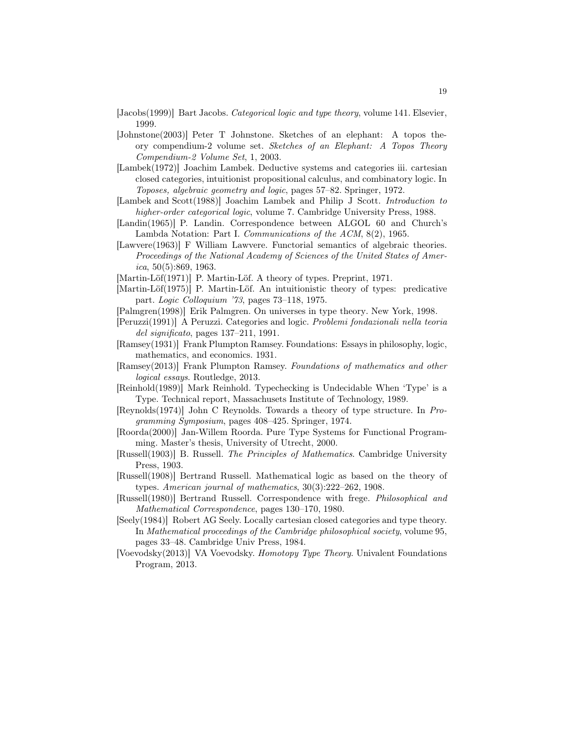[Jacobs(1999)] Bart Jacobs. *Categorical logic and type theory*, volume 141. Elsevier, 1999.

[Johnstone(2003)] Peter T Johnstone. Sketches of an elephant: A topos theory compendium-2 volume set. *Sketches of an Elephant: A Topos Theory Compendium-2 Volume Set*, 1, 2003.

[Lambek(1972)] Joachim Lambek. Deductive systems and categories iii. cartesian closed categories, intuitionist propositional calculus, and combinatory logic. In *Toposes, algebraic geometry and logic*, pages 57–82. Springer, 1972.

[Lambek and Scott(1988)] Joachim Lambek and Philip J Scott. *Introduction to higher-order categorical logic*, volume 7. Cambridge University Press, 1988.

[Landin(1965)] P. Landin. Correspondence between ALGOL 60 and Church's Lambda Notation: Part I. *Communications of the ACM*, 8(2), 1965.

[Lawvere(1963)] F William Lawvere. Functorial semantics of algebraic theories. *Proceedings of the National Academy of Sciences of the United States of America*, 50(5):869, 1963.

[Martin-Löf(1971)] P. Martin-Löf. A theory of types. Preprint, 1971.

[Martin-Löf(1975)] P. Martin-Löf. An intuitionistic theory of types: predicative part. *Logic Colloquium '73*, pages 73–118, 1975.

[Palmgren(1998)] Erik Palmgren. On universes in type theory. New York, 1998.

[Peruzzi(1991)] A Peruzzi. Categories and logic. *Problemi fondazionali nella teoria del significato*, pages 137–211, 1991.

[Ramsey(1931)] Frank Plumpton Ramsey. Foundations: Essays in philosophy, logic, mathematics, and economics. 1931.

[Ramsey(2013)] Frank Plumpton Ramsey. *Foundations of mathematics and other logical essays*. Routledge, 2013.

[Reinhold(1989)] Mark Reinhold. Typechecking is Undecidable When 'Type' is a Type. Technical report, Massachusets Institute of Technology, 1989.

[Reynolds(1974)] John C Reynolds. Towards a theory of type structure. In *Programming Symposium*, pages 408–425. Springer, 1974.

[Roorda(2000)] Jan-Willem Roorda. Pure Type Systems for Functional Programming. Master's thesis, University of Utrecht, 2000.

[Russell(1903)] B. Russell. *The Principles of Mathematics*. Cambridge University Press, 1903.

[Russell(1908)] Bertrand Russell. Mathematical logic as based on the theory of types. *American journal of mathematics*, 30(3):222–262, 1908.

[Russell(1980)] Bertrand Russell. Correspondence with frege. *Philosophical and Mathematical Correspondence*, pages 130–170, 1980.

[Seely(1984)] Robert AG Seely. Locally cartesian closed categories and type theory. In *Mathematical proceedings of the Cambridge philosophical society*, volume 95, pages 33–48. Cambridge Univ Press, 1984.

[Voevodsky(2013)] VA Voevodsky. *Homotopy Type Theory*. Univalent Foundations Program, 2013.